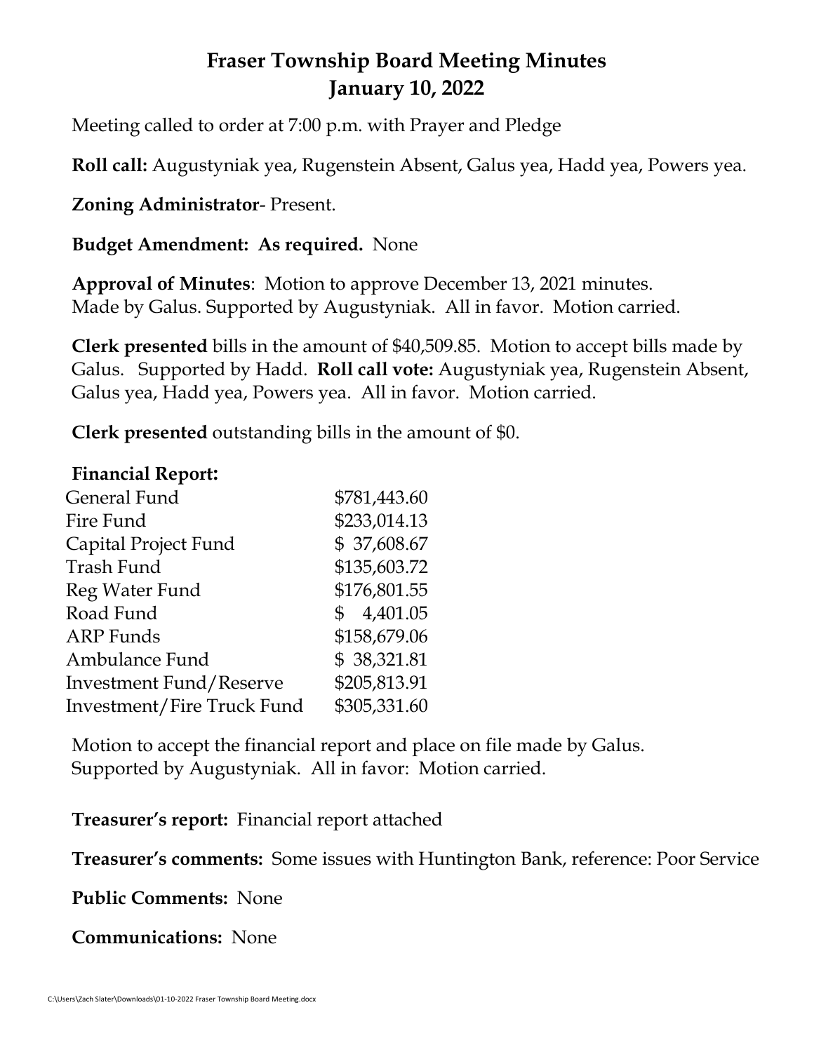# Fraser Township Board Meeting Minutes
# January 10, 2022

Meeting called to order at 7:00 p.m. with Prayer and Pledge

**Roll call:** Augustyniak yea, Rugenstein Absent, Galus yea, Hadd yea, Powers yea.

**Zoning Administrator**- Present.

**Budget Amendment: As required.** None

**Approval of Minutes**: Motion to approve December 13, 2021 minutes. Made by Galus. Supported by Augustyniak. All in favor. Motion carried.

**Clerk presented** bills in the amount of $40,509.85. Motion to accept bills made by Galus. Supported by Hadd. **Roll call vote:** Augustyniak yea, Rugenstein Absent, Galus yea, Hadd yea, Powers yea. All in favor. Motion carried.

**Clerk presented** outstanding bills in the amount of $0.

**Financial Report:**

| Fund | Amount |
|---|---|
| General Fund | $781,443.60 |
| Fire Fund | $233,014.13 |
| Capital Project Fund | $ 37,608.67 |
| Trash Fund | $135,603.72 |
| Reg Water Fund | $176,801.55 |
| Road Fund | $ 4,401.05 |
| ARP Funds | $158,679.06 |
| Ambulance Fund | $ 38,321.81 |
| Investment Fund/Reserve | $205,813.91 |
| Investment/Fire Truck Fund | $305,331.60 |

Motion to accept the financial report and place on file made by Galus. Supported by Augustyniak. All in favor: Motion carried.

**Treasurer's report:** Financial report attached

**Treasurer's comments:** Some issues with Huntington Bank, reference: Poor Service

**Public Comments:** None

**Communications:** None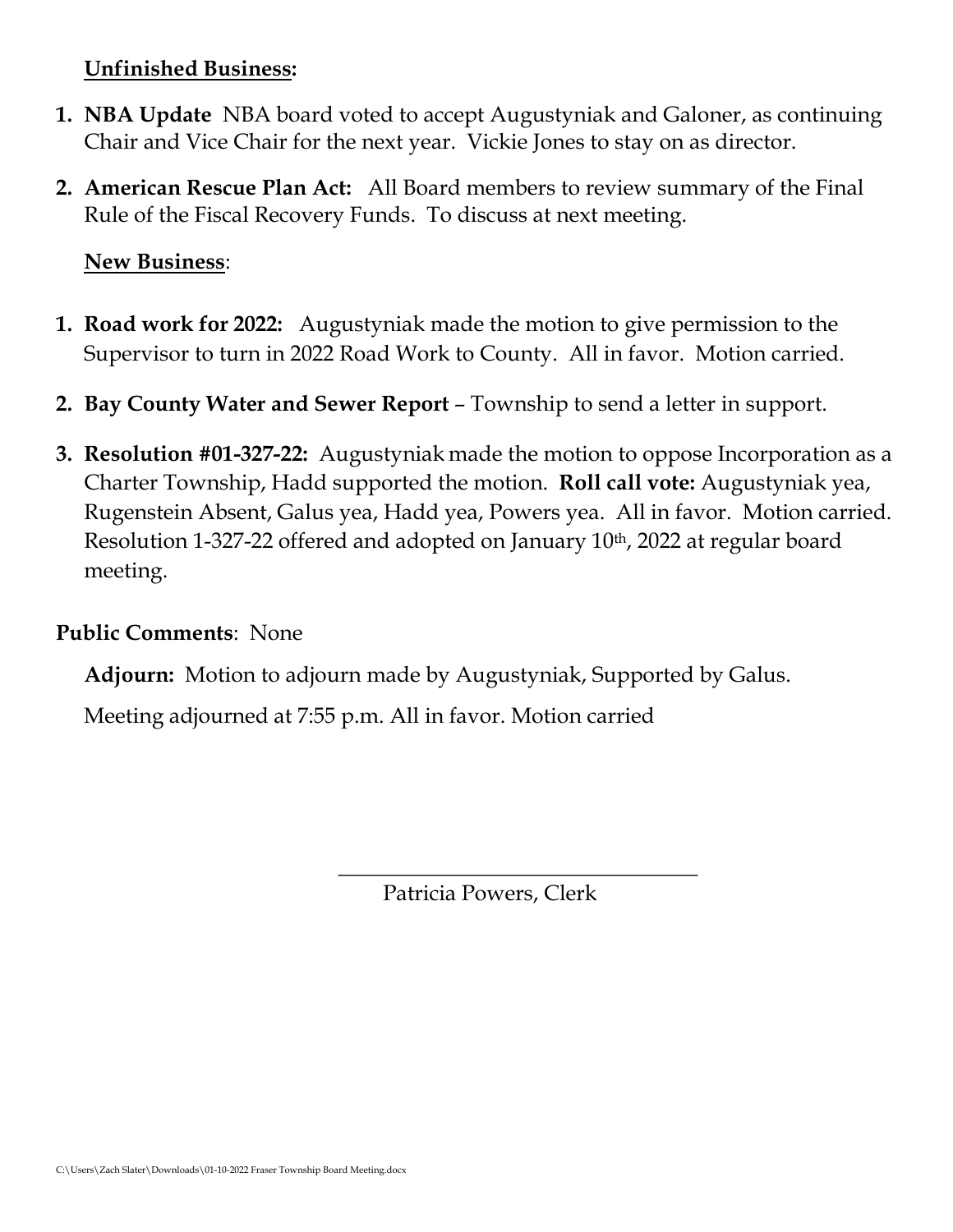**Unfinished Business:**

1. **NBA Update** NBA board voted to accept Augustyniak and Galoner, as continuing Chair and Vice Chair for the next year. Vickie Jones to stay on as director.
2. **American Rescue Plan Act:** All Board members to review summary of the Final Rule of the Fiscal Recovery Funds. To discuss at next meeting.

**New Business**:

1. **Road work for 2022:** Augustyniak made the motion to give permission to the Supervisor to turn in 2022 Road Work to County. All in favor. Motion carried.
2. **Bay County Water and Sewer Report** – Township to send a letter in support.
3. **Resolution #01-327-22:** Augustyniak made the motion to oppose Incorporation as a Charter Township, Hadd supported the motion. **Roll call vote:** Augustyniak yea, Rugenstein Absent, Galus yea, Hadd yea, Powers yea. All in favor. Motion carried. Resolution 1-327-22 offered and adopted on January 10th, 2022 at regular board meeting.

**Public Comments**: None

**Adjourn:** Motion to adjourn made by Augustyniak, Supported by Galus.

Meeting adjourned at 7:55 p.m. All in favor. Motion carried

\_\_\_\_\_\_\_\_\_\_\_\_\_\_\_\_\_\_\_\_\_\_\_\_\_\_\_\_\_\_\_\_\_\_

Patricia Powers, Clerk

C:\Users\Zach Slater\Downloads\01-10-2022 Fraser Township Board Meeting.docx